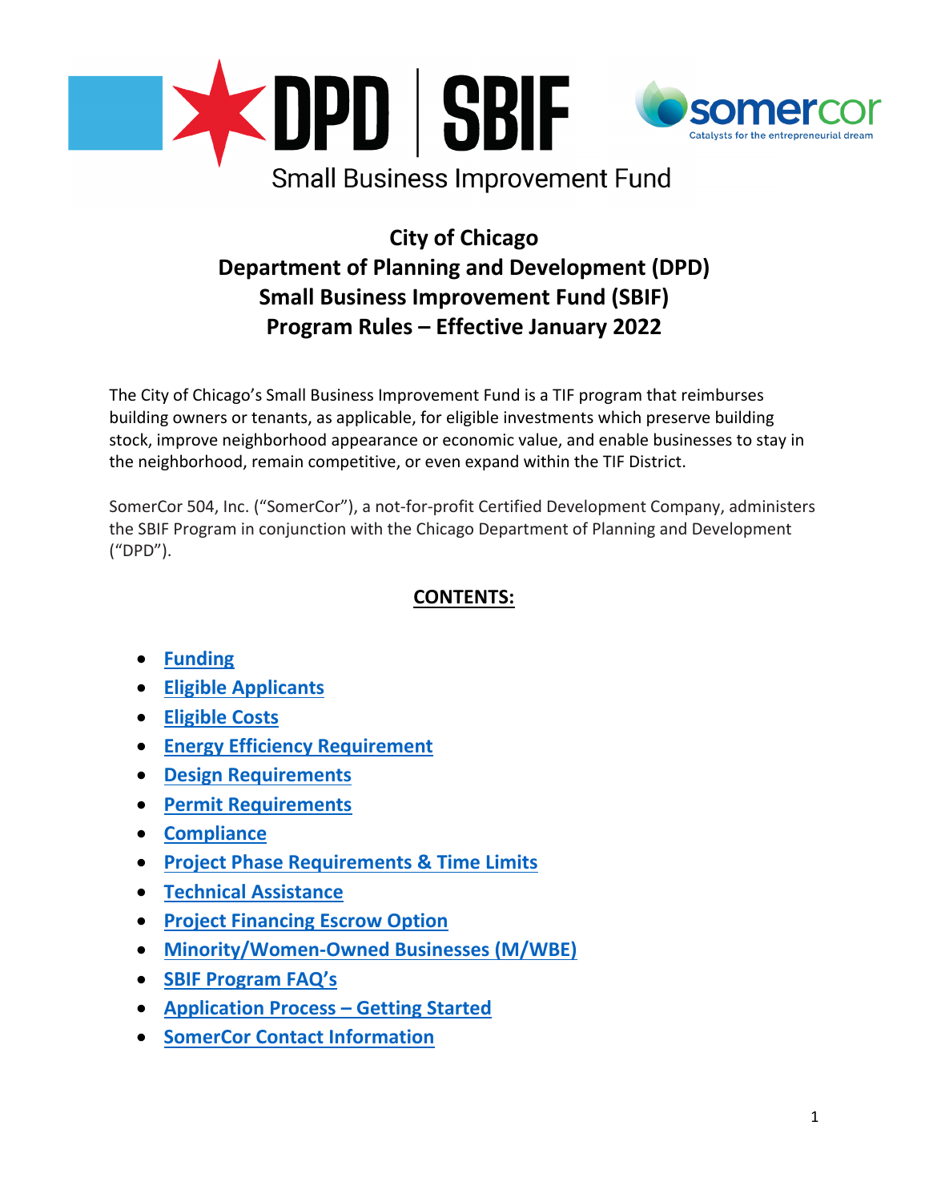DPD | SBIF

somercor

Catalysts for the entrepreneurial dream

Small Business Improvement Fund

# City of Chicago
# Department of Planning and Development (DPD)
# Small Business Improvement Fund (SBIF)
# Program Rules – Effective January 2022

The City of Chicago's Small Business Improvement Fund is a TIF program that reimburses building owners or tenants, as applicable, for eligible investments which preserve building stock, improve neighborhood appearance or economic value, and enable businesses to stay in the neighborhood, remain competitive, or even expand within the TIF District.

SomerCor 504, Inc. ("SomerCor"), a not-for-profit Certified Development Company, administers the SBIF Program in conjunction with the Chicago Department of Planning and Development ("DPD").

## CONTENTS:

- **Funding**
- **Eligible Applicants**
- **Eligible Costs**
- **Energy Efficiency Requirement**
- **Design Requirements**
- **Permit Requirements**
- **Compliance**
- **Project Phase Requirements & Time Limits**
- **Technical Assistance**
- **Project Financing Escrow Option**
- **Minority/Women-Owned Businesses (M/WBE)**
- **SBIF Program FAQ's**
- **Application Process – Getting Started**
- **SomerCor Contact Information**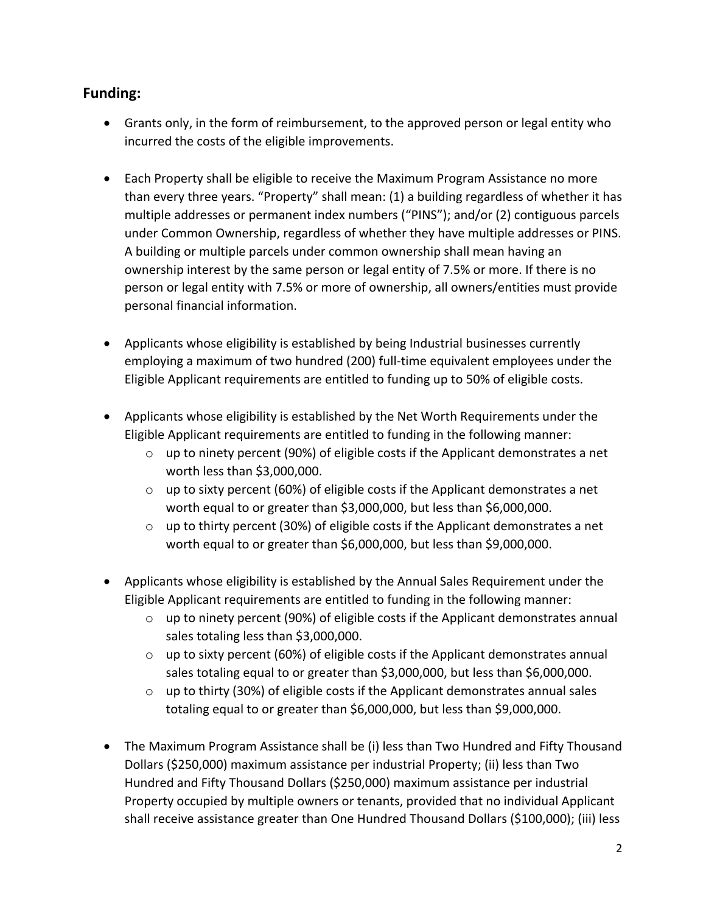## Funding:

- Grants only, in the form of reimbursement, to the approved person or legal entity who incurred the costs of the eligible improvements.

- Each Property shall be eligible to receive the Maximum Program Assistance no more than every three years. "Property" shall mean: (1) a building regardless of whether it has multiple addresses or permanent index numbers ("PINS"); and/or (2) contiguous parcels under Common Ownership, regardless of whether they have multiple addresses or PINS. A building or multiple parcels under common ownership shall mean having an ownership interest by the same person or legal entity of 7.5% or more. If there is no person or legal entity with 7.5% or more of ownership, all owners/entities must provide personal financial information.

- Applicants whose eligibility is established by being Industrial businesses currently employing a maximum of two hundred (200) full-time equivalent employees under the Eligible Applicant requirements are entitled to funding up to 50% of eligible costs.

- Applicants whose eligibility is established by the Net Worth Requirements under the Eligible Applicant requirements are entitled to funding in the following manner:
    - up to ninety percent (90%) of eligible costs if the Applicant demonstrates a net worth less than $3,000,000.
    - up to sixty percent (60%) of eligible costs if the Applicant demonstrates a net worth equal to or greater than $3,000,000, but less than $6,000,000.
    - up to thirty percent (30%) of eligible costs if the Applicant demonstrates a net worth equal to or greater than $6,000,000, but less than $9,000,000.

- Applicants whose eligibility is established by the Annual Sales Requirement under the Eligible Applicant requirements are entitled to funding in the following manner:
    - up to ninety percent (90%) of eligible costs if the Applicant demonstrates annual sales totaling less than $3,000,000.
    - up to sixty percent (60%) of eligible costs if the Applicant demonstrates annual sales totaling equal to or greater than $3,000,000, but less than $6,000,000.
    - up to thirty (30%) of eligible costs if the Applicant demonstrates annual sales totaling equal to or greater than $6,000,000, but less than $9,000,000.

- The Maximum Program Assistance shall be (i) less than Two Hundred and Fifty Thousand Dollars ($250,000) maximum assistance per industrial Property; (ii) less than Two Hundred and Fifty Thousand Dollars ($250,000) maximum assistance per industrial Property occupied by multiple owners or tenants, provided that no individual Applicant shall receive assistance greater than One Hundred Thousand Dollars ($100,000); (iii) less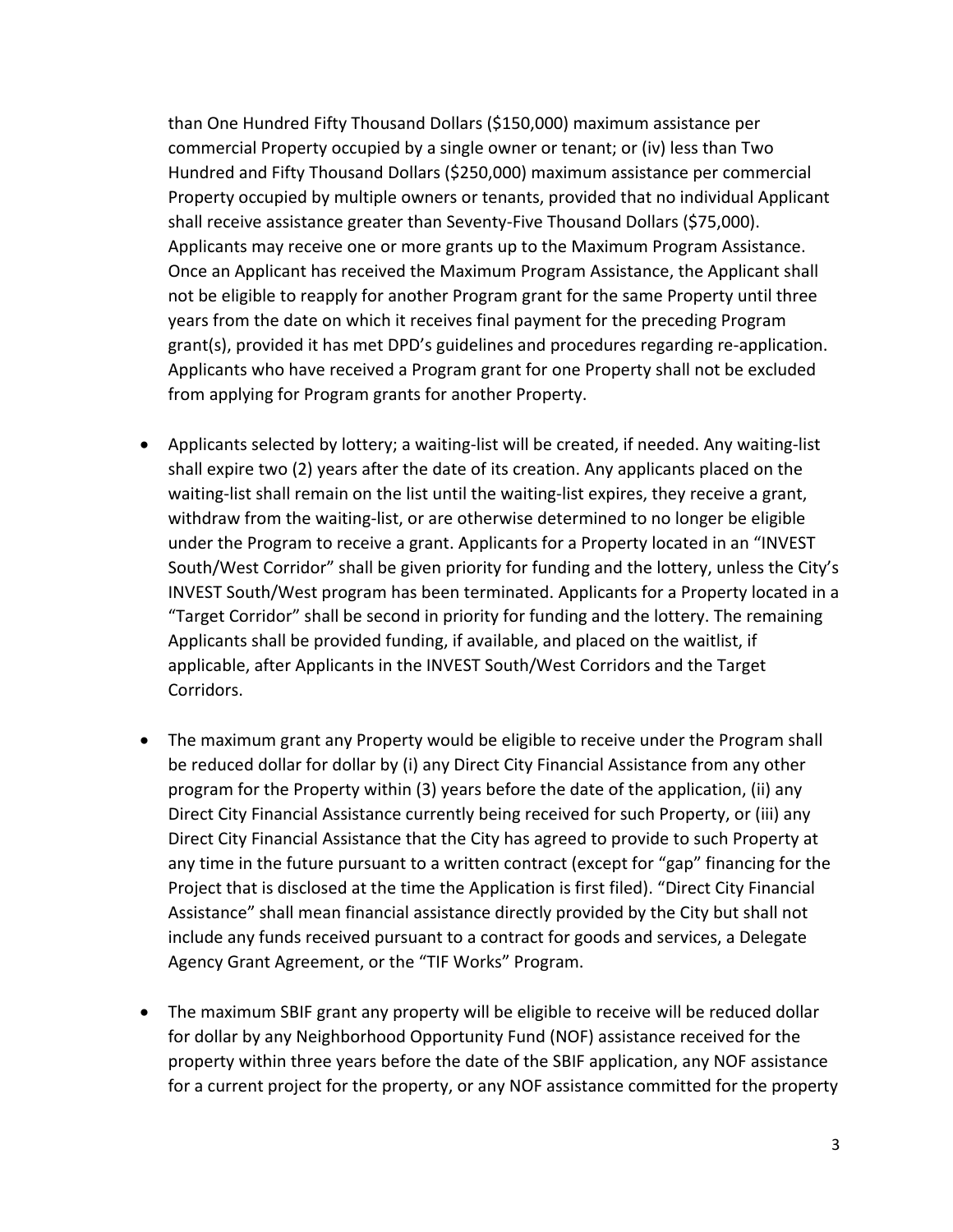than One Hundred Fifty Thousand Dollars ($150,000) maximum assistance per commercial Property occupied by a single owner or tenant; or (iv) less than Two Hundred and Fifty Thousand Dollars ($250,000) maximum assistance per commercial Property occupied by multiple owners or tenants, provided that no individual Applicant shall receive assistance greater than Seventy-Five Thousand Dollars ($75,000). Applicants may receive one or more grants up to the Maximum Program Assistance. Once an Applicant has received the Maximum Program Assistance, the Applicant shall not be eligible to reapply for another Program grant for the same Property until three years from the date on which it receives final payment for the preceding Program grant(s), provided it has met DPD's guidelines and procedures regarding re-application. Applicants who have received a Program grant for one Property shall not be excluded from applying for Program grants for another Property.

- Applicants selected by lottery; a waiting-list will be created, if needed. Any waiting-list shall expire two (2) years after the date of its creation. Any applicants placed on the waiting-list shall remain on the list until the waiting-list expires, they receive a grant, withdraw from the waiting-list, or are otherwise determined to no longer be eligible under the Program to receive a grant. Applicants for a Property located in an "INVEST South/West Corridor" shall be given priority for funding and the lottery, unless the City's INVEST South/West program has been terminated. Applicants for a Property located in a "Target Corridor" shall be second in priority for funding and the lottery. The remaining Applicants shall be provided funding, if available, and placed on the waitlist, if applicable, after Applicants in the INVEST South/West Corridors and the Target Corridors.

- The maximum grant any Property would be eligible to receive under the Program shall be reduced dollar for dollar by (i) any Direct City Financial Assistance from any other program for the Property within (3) years before the date of the application, (ii) any Direct City Financial Assistance currently being received for such Property, or (iii) any Direct City Financial Assistance that the City has agreed to provide to such Property at any time in the future pursuant to a written contract (except for "gap" financing for the Project that is disclosed at the time the Application is first filed). "Direct City Financial Assistance" shall mean financial assistance directly provided by the City but shall not include any funds received pursuant to a contract for goods and services, a Delegate Agency Grant Agreement, or the "TIF Works" Program.

- The maximum SBIF grant any property will be eligible to receive will be reduced dollar for dollar by any Neighborhood Opportunity Fund (NOF) assistance received for the property within three years before the date of the SBIF application, any NOF assistance for a current project for the property, or any NOF assistance committed for the property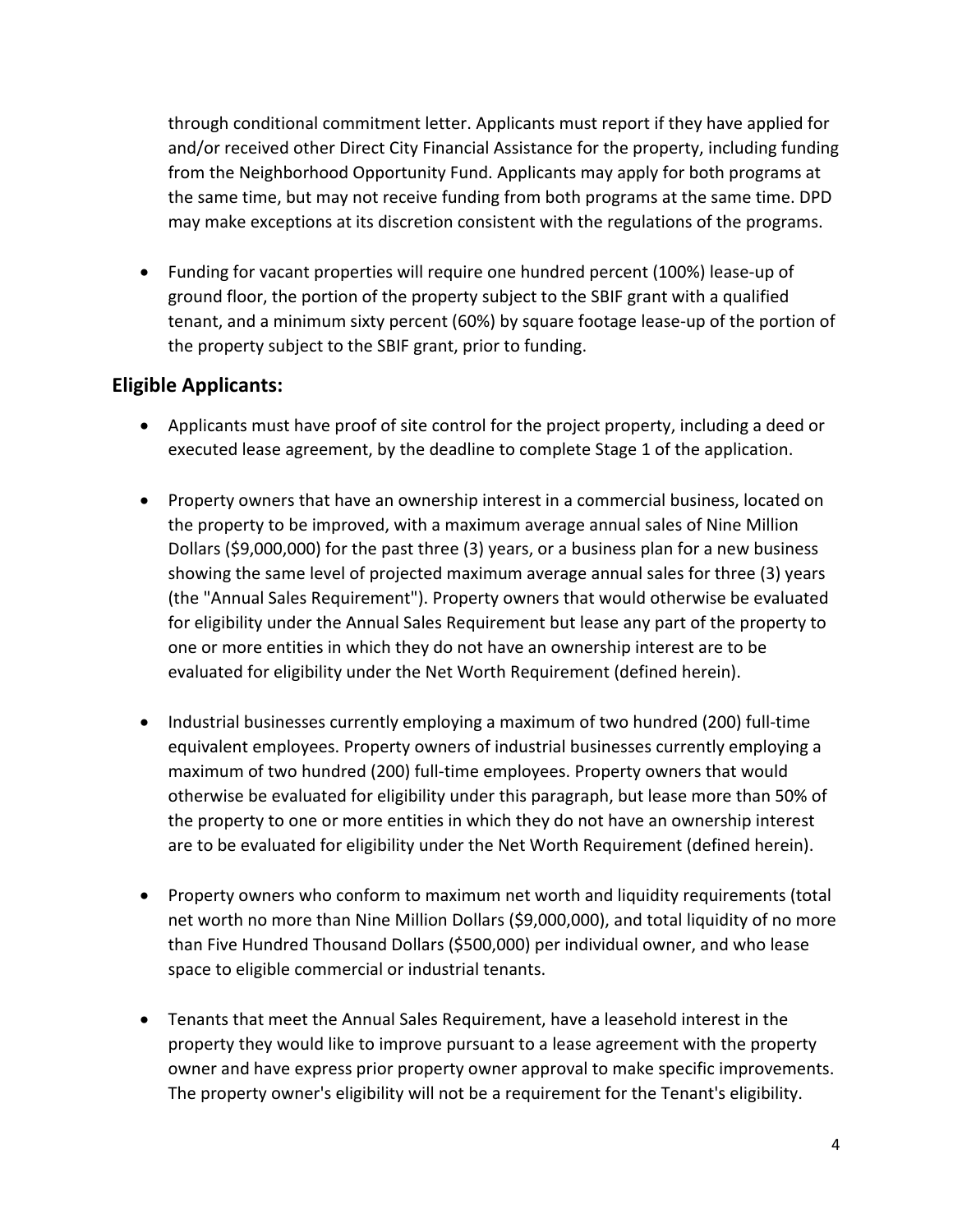through conditional commitment letter. Applicants must report if they have applied for and/or received other Direct City Financial Assistance for the property, including funding from the Neighborhood Opportunity Fund. Applicants may apply for both programs at the same time, but may not receive funding from both programs at the same time. DPD may make exceptions at its discretion consistent with the regulations of the programs.

- Funding for vacant properties will require one hundred percent (100%) lease-up of ground floor, the portion of the property subject to the SBIF grant with a qualified tenant, and a minimum sixty percent (60%) by square footage lease-up of the portion of the property subject to the SBIF grant, prior to funding.

## Eligible Applicants:

- Applicants must have proof of site control for the project property, including a deed or executed lease agreement, by the deadline to complete Stage 1 of the application.

- Property owners that have an ownership interest in a commercial business, located on the property to be improved, with a maximum average annual sales of Nine Million Dollars ($9,000,000) for the past three (3) years, or a business plan for a new business showing the same level of projected maximum average annual sales for three (3) years (the "Annual Sales Requirement"). Property owners that would otherwise be evaluated for eligibility under the Annual Sales Requirement but lease any part of the property to one or more entities in which they do not have an ownership interest are to be evaluated for eligibility under the Net Worth Requirement (defined herein).

- Industrial businesses currently employing a maximum of two hundred (200) full-time equivalent employees. Property owners of industrial businesses currently employing a maximum of two hundred (200) full-time employees. Property owners that would otherwise be evaluated for eligibility under this paragraph, but lease more than 50% of the property to one or more entities in which they do not have an ownership interest are to be evaluated for eligibility under the Net Worth Requirement (defined herein).

- Property owners who conform to maximum net worth and liquidity requirements (total net worth no more than Nine Million Dollars ($9,000,000), and total liquidity of no more than Five Hundred Thousand Dollars ($500,000) per individual owner, and who lease space to eligible commercial or industrial tenants.

- Tenants that meet the Annual Sales Requirement, have a leasehold interest in the property they would like to improve pursuant to a lease agreement with the property owner and have express prior property owner approval to make specific improvements. The property owner's eligibility will not be a requirement for the Tenant's eligibility.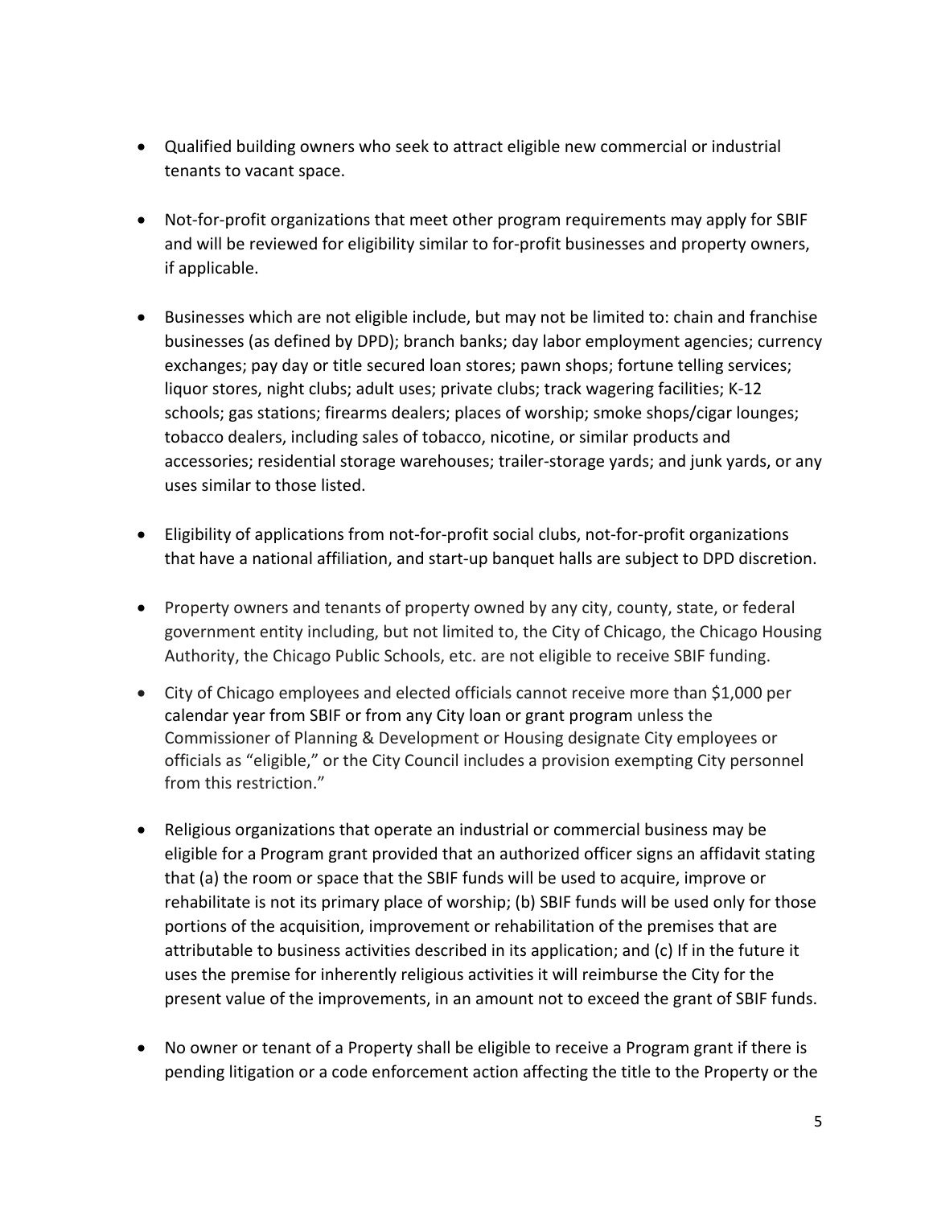- Qualified building owners who seek to attract eligible new commercial or industrial tenants to vacant space.

- Not-for-profit organizations that meet other program requirements may apply for SBIF and will be reviewed for eligibility similar to for-profit businesses and property owners, if applicable.

- Businesses which are not eligible include, but may not be limited to: chain and franchise businesses (as defined by DPD); branch banks; day labor employment agencies; currency exchanges; pay day or title secured loan stores; pawn shops; fortune telling services; liquor stores, night clubs; adult uses; private clubs; track wagering facilities; K-12 schools; gas stations; firearms dealers; places of worship; smoke shops/cigar lounges; tobacco dealers, including sales of tobacco, nicotine, or similar products and accessories; residential storage warehouses; trailer-storage yards; and junk yards, or any uses similar to those listed.

- Eligibility of applications from not-for-profit social clubs, not-for-profit organizations that have a national affiliation, and start-up banquet halls are subject to DPD discretion.

- Property owners and tenants of property owned by any city, county, state, or federal government entity including, but not limited to, the City of Chicago, the Chicago Housing Authority, the Chicago Public Schools, etc. are not eligible to receive SBIF funding.

- City of Chicago employees and elected officials cannot receive more than $1,000 per calendar year from SBIF or from any City loan or grant program unless the Commissioner of Planning & Development or Housing designate City employees or officials as "eligible," or the City Council includes a provision exempting City personnel from this restriction."

- Religious organizations that operate an industrial or commercial business may be eligible for a Program grant provided that an authorized officer signs an affidavit stating that (a) the room or space that the SBIF funds will be used to acquire, improve or rehabilitate is not its primary place of worship; (b) SBIF funds will be used only for those portions of the acquisition, improvement or rehabilitation of the premises that are attributable to business activities described in its application; and (c) If in the future it uses the premise for inherently religious activities it will reimburse the City for the present value of the improvements, in an amount not to exceed the grant of SBIF funds.

- No owner or tenant of a Property shall be eligible to receive a Program grant if there is pending litigation or a code enforcement action affecting the title to the Property or the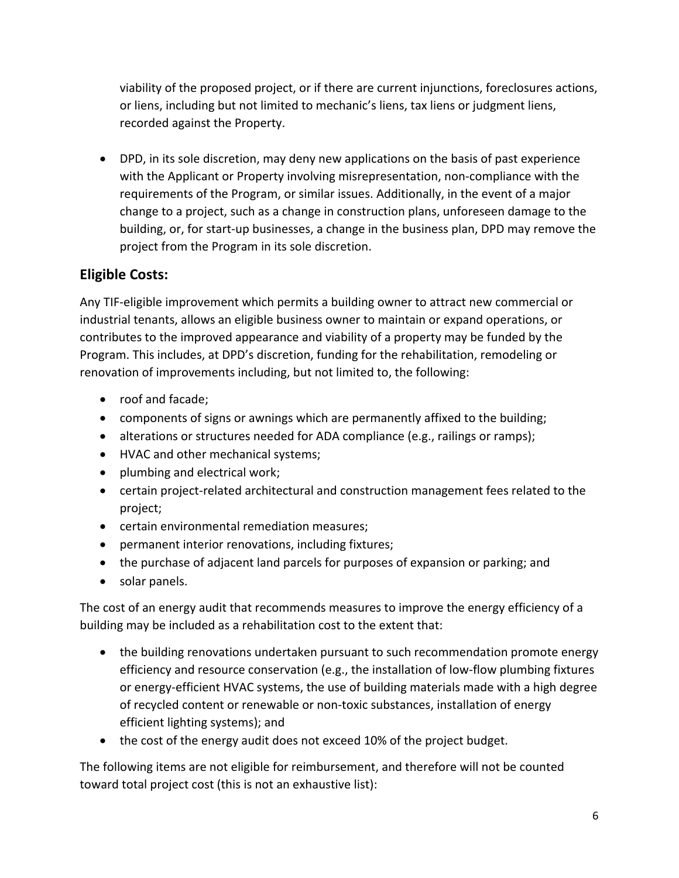viability of the proposed project, or if there are current injunctions, foreclosures actions, or liens, including but not limited to mechanic's liens, tax liens or judgment liens, recorded against the Property.

- DPD, in its sole discretion, may deny new applications on the basis of past experience with the Applicant or Property involving misrepresentation, non-compliance with the requirements of the Program, or similar issues. Additionally, in the event of a major change to a project, such as a change in construction plans, unforeseen damage to the building, or, for start-up businesses, a change in the business plan, DPD may remove the project from the Program in its sole discretion.

## Eligible Costs:

Any TIF-eligible improvement which permits a building owner to attract new commercial or industrial tenants, allows an eligible business owner to maintain or expand operations, or contributes to the improved appearance and viability of a property may be funded by the Program. This includes, at DPD's discretion, funding for the rehabilitation, remodeling or renovation of improvements including, but not limited to, the following:

- roof and facade;
- components of signs or awnings which are permanently affixed to the building;
- alterations or structures needed for ADA compliance (e.g., railings or ramps);
- HVAC and other mechanical systems;
- plumbing and electrical work;
- certain project-related architectural and construction management fees related to the project;
- certain environmental remediation measures;
- permanent interior renovations, including fixtures;
- the purchase of adjacent land parcels for purposes of expansion or parking; and
- solar panels.

The cost of an energy audit that recommends measures to improve the energy efficiency of a building may be included as a rehabilitation cost to the extent that:

- the building renovations undertaken pursuant to such recommendation promote energy efficiency and resource conservation (e.g., the installation of low-flow plumbing fixtures or energy-efficient HVAC systems, the use of building materials made with a high degree of recycled content or renewable or non-toxic substances, installation of energy efficient lighting systems); and
- the cost of the energy audit does not exceed 10% of the project budget.

The following items are not eligible for reimbursement, and therefore will not be counted toward total project cost (this is not an exhaustive list):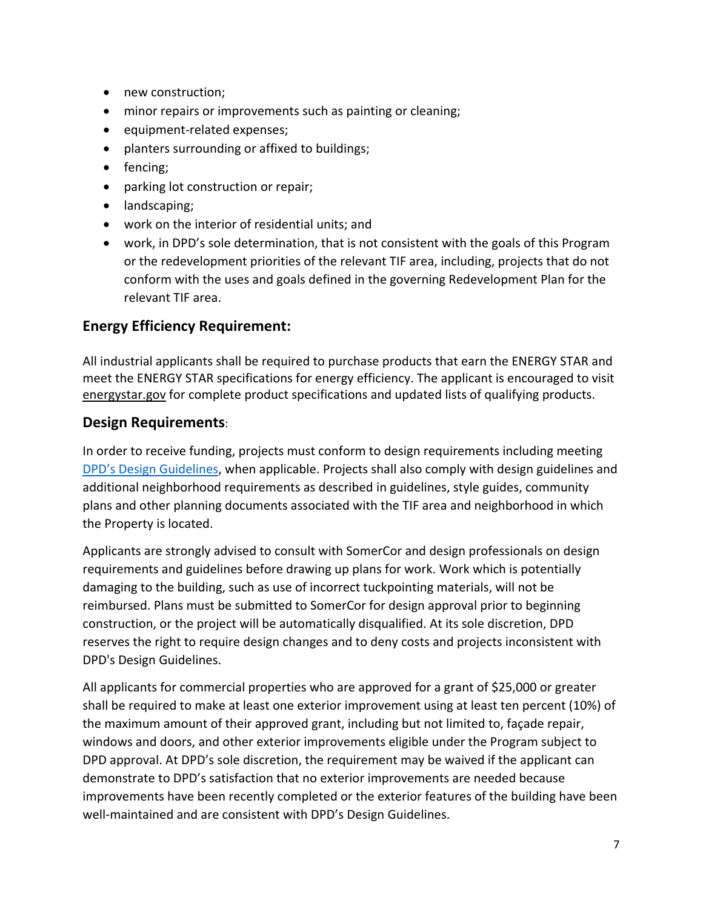- new construction;
- minor repairs or improvements such as painting or cleaning;
- equipment-related expenses;
- planters surrounding or affixed to buildings;
- fencing;
- parking lot construction or repair;
- landscaping;
- work on the interior of residential units; and
- work, in DPD's sole determination, that is not consistent with the goals of this Program or the redevelopment priorities of the relevant TIF area, including, projects that do not conform with the uses and goals defined in the governing Redevelopment Plan for the relevant TIF area.

## Energy Efficiency Requirement:

All industrial applicants shall be required to purchase products that earn the ENERGY STAR and meet the ENERGY STAR specifications for energy efficiency. The applicant is encouraged to visit energystar.gov for complete product specifications and updated lists of qualifying products.

## Design Requirements:

In order to receive funding, projects must conform to design requirements including meeting DPD's Design Guidelines, when applicable. Projects shall also comply with design guidelines and additional neighborhood requirements as described in guidelines, style guides, community plans and other planning documents associated with the TIF area and neighborhood in which the Property is located.

Applicants are strongly advised to consult with SomerCor and design professionals on design requirements and guidelines before drawing up plans for work. Work which is potentially damaging to the building, such as use of incorrect tuckpointing materials, will not be reimbursed. Plans must be submitted to SomerCor for design approval prior to beginning construction, or the project will be automatically disqualified. At its sole discretion, DPD reserves the right to require design changes and to deny costs and projects inconsistent with DPD's Design Guidelines.

All applicants for commercial properties who are approved for a grant of $25,000 or greater shall be required to make at least one exterior improvement using at least ten percent (10%) of the maximum amount of their approved grant, including but not limited to, façade repair, windows and doors, and other exterior improvements eligible under the Program subject to DPD approval. At DPD's sole discretion, the requirement may be waived if the applicant can demonstrate to DPD's satisfaction that no exterior improvements are needed because improvements have been recently completed or the exterior features of the building have been well-maintained and are consistent with DPD's Design Guidelines.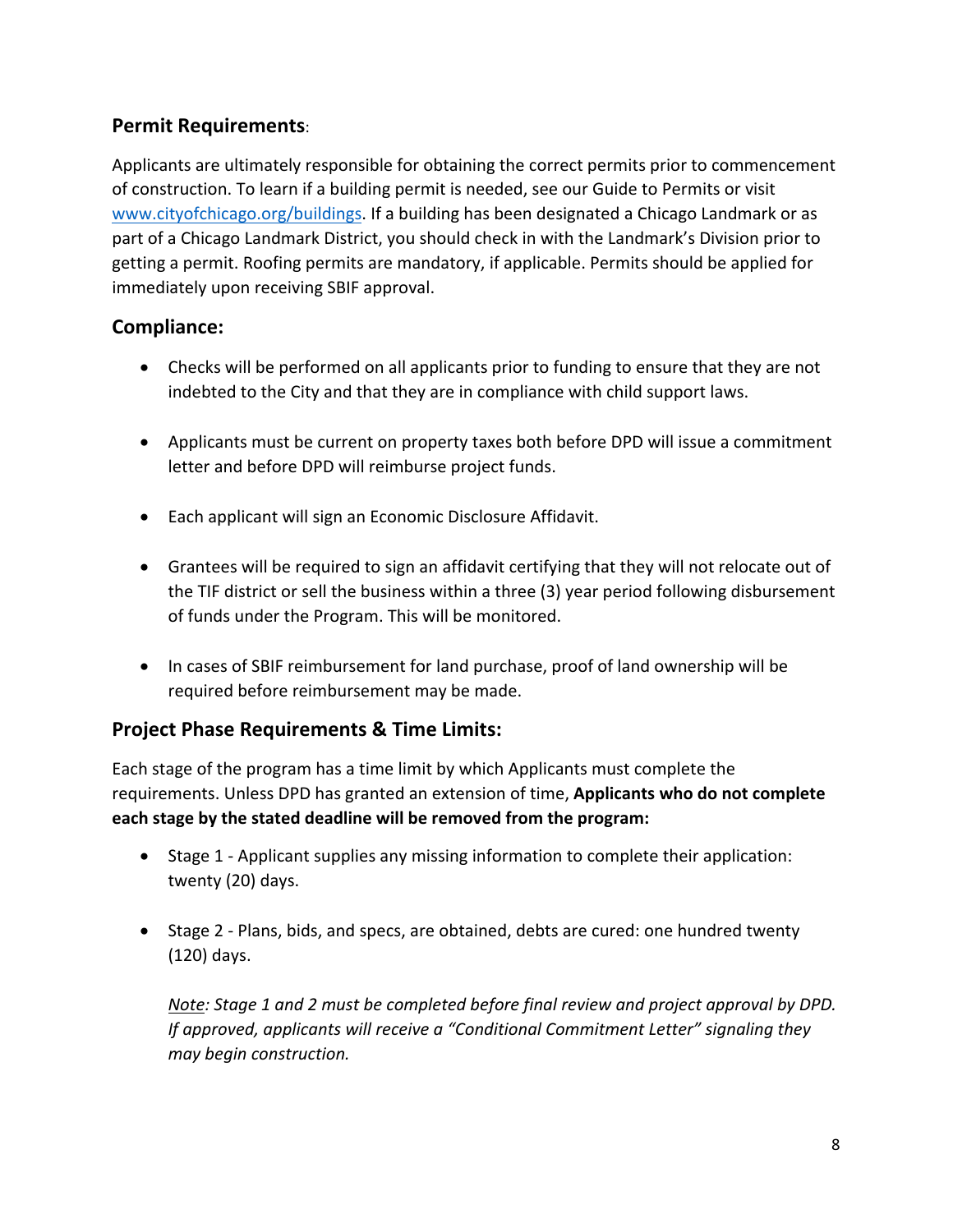## **Permit Requirements**:

Applicants are ultimately responsible for obtaining the correct permits prior to commencement of construction. To learn if a building permit is needed, see our Guide to Permits or visit [www.cityofchicago.org/buildings](www.cityofchicago.org/buildings). If a building has been designated a Chicago Landmark or as part of a Chicago Landmark District, you should check in with the Landmark's Division prior to getting a permit. Roofing permits are mandatory, if applicable. Permits should be applied for immediately upon receiving SBIF approval.

## **Compliance:**

- Checks will be performed on all applicants prior to funding to ensure that they are not indebted to the City and that they are in compliance with child support laws.
- Applicants must be current on property taxes both before DPD will issue a commitment letter and before DPD will reimburse project funds.
- Each applicant will sign an Economic Disclosure Affidavit.
- Grantees will be required to sign an affidavit certifying that they will not relocate out of the TIF district or sell the business within a three (3) year period following disbursement of funds under the Program. This will be monitored.
- In cases of SBIF reimbursement for land purchase, proof of land ownership will be required before reimbursement may be made.

## **Project Phase Requirements & Time Limits:**

Each stage of the program has a time limit by which Applicants must complete the requirements. Unless DPD has granted an extension of time, **Applicants who do not complete each stage by the stated deadline will be removed from the program:**

- Stage 1 - Applicant supplies any missing information to complete their application: twenty (20) days.
- Stage 2 - Plans, bids, and specs, are obtained, debts are cured: one hundred twenty (120) days.

  *Note: Stage 1 and 2 must be completed before final review and project approval by DPD. If approved, applicants will receive a "Conditional Commitment Letter" signaling they may begin construction.*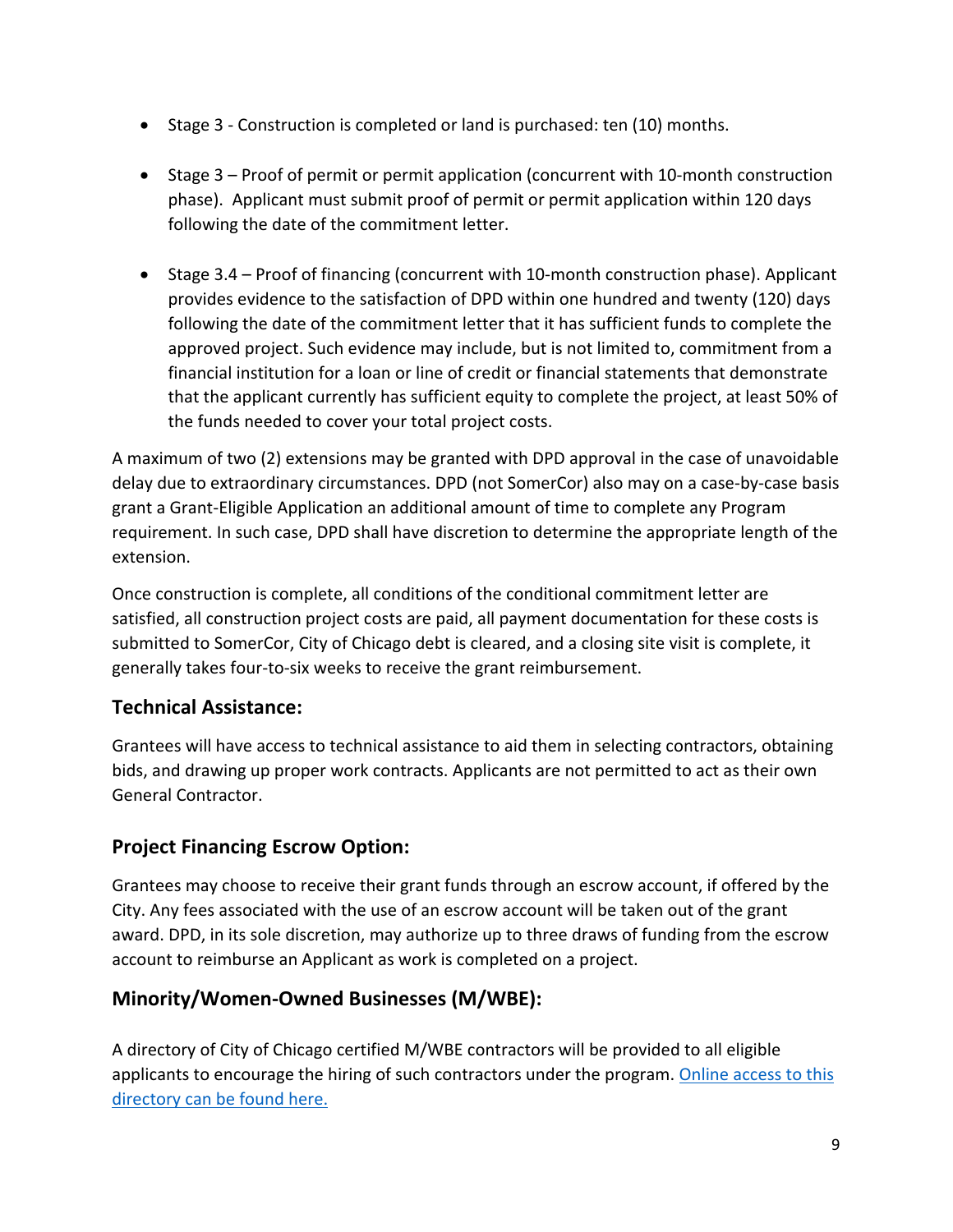- Stage 3 - Construction is completed or land is purchased: ten (10) months.

- Stage 3 – Proof of permit or permit application (concurrent with 10-month construction phase). Applicant must submit proof of permit or permit application within 120 days following the date of the commitment letter.

- Stage 3.4 – Proof of financing (concurrent with 10-month construction phase). Applicant provides evidence to the satisfaction of DPD within one hundred and twenty (120) days following the date of the commitment letter that it has sufficient funds to complete the approved project. Such evidence may include, but is not limited to, commitment from a financial institution for a loan or line of credit or financial statements that demonstrate that the applicant currently has sufficient equity to complete the project, at least 50% of the funds needed to cover your total project costs.

A maximum of two (2) extensions may be granted with DPD approval in the case of unavoidable delay due to extraordinary circumstances. DPD (not SomerCor) also may on a case-by-case basis grant a Grant-Eligible Application an additional amount of time to complete any Program requirement. In such case, DPD shall have discretion to determine the appropriate length of the extension.

Once construction is complete, all conditions of the conditional commitment letter are satisfied, all construction project costs are paid, all payment documentation for these costs is submitted to SomerCor, City of Chicago debt is cleared, and a closing site visit is complete, it generally takes four-to-six weeks to receive the grant reimbursement.

## Technical Assistance:

Grantees will have access to technical assistance to aid them in selecting contractors, obtaining bids, and drawing up proper work contracts. Applicants are not permitted to act as their own General Contractor.

## Project Financing Escrow Option:

Grantees may choose to receive their grant funds through an escrow account, if offered by the City. Any fees associated with the use of an escrow account will be taken out of the grant award. DPD, in its sole discretion, may authorize up to three draws of funding from the escrow account to reimburse an Applicant as work is completed on a project.

## Minority/Women-Owned Businesses (M/WBE):

A directory of City of Chicago certified M/WBE contractors will be provided to all eligible applicants to encourage the hiring of such contractors under the program. Online access to this directory can be found here.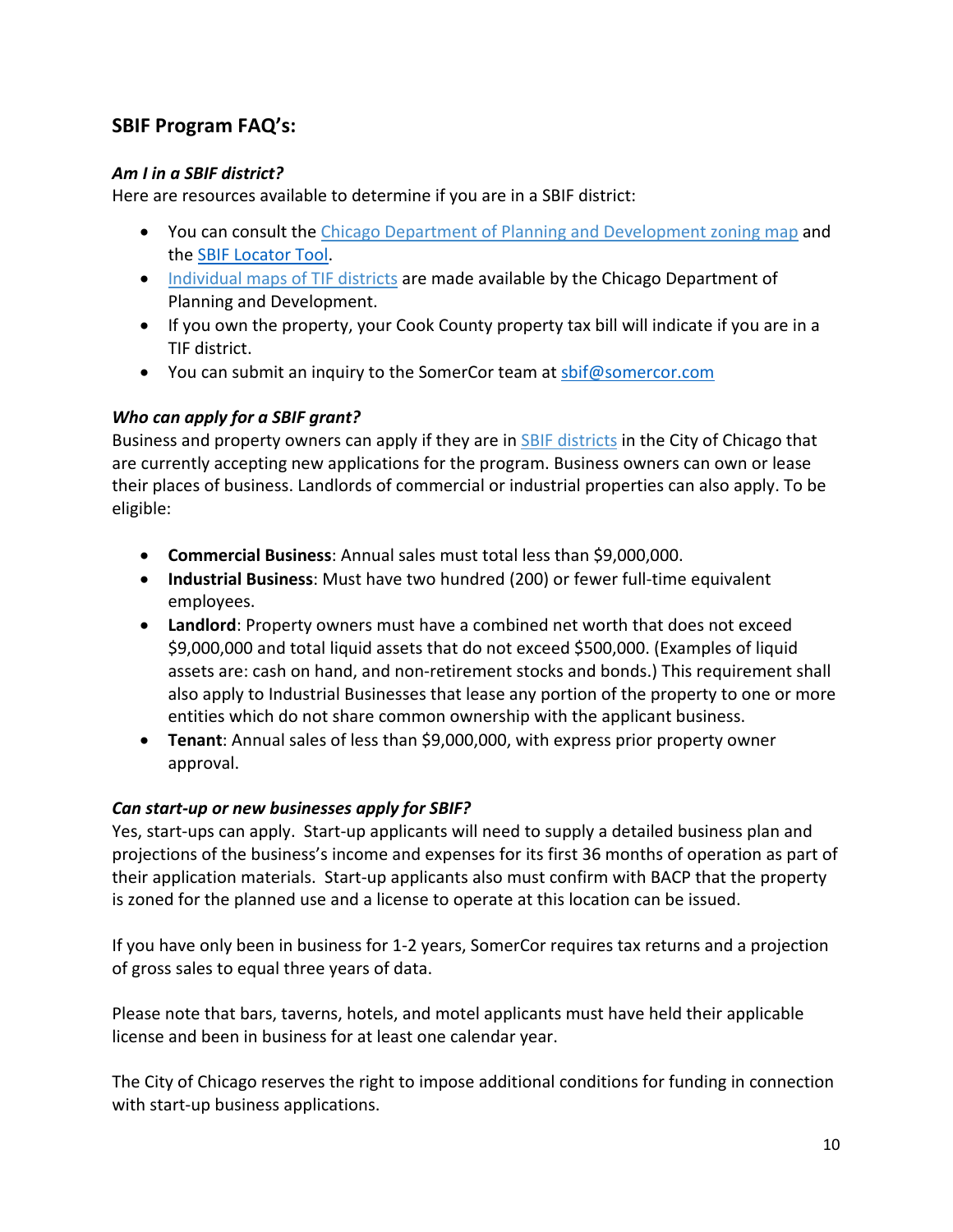## SBIF Program FAQ's:

### *Am I in a SBIF district?*

Here are resources available to determine if you are in a SBIF district:

- You can consult the Chicago Department of Planning and Development zoning map and the SBIF Locator Tool.
- Individual maps of TIF districts are made available by the Chicago Department of Planning and Development.
- If you own the property, your Cook County property tax bill will indicate if you are in a TIF district.
- You can submit an inquiry to the SomerCor team at sbif@somercor.com

### *Who can apply for a SBIF grant?*

Business and property owners can apply if they are in SBIF districts in the City of Chicago that are currently accepting new applications for the program. Business owners can own or lease their places of business. Landlords of commercial or industrial properties can also apply. To be eligible:

- **Commercial Business**: Annual sales must total less than $9,000,000.
- **Industrial Business**: Must have two hundred (200) or fewer full-time equivalent employees.
- **Landlord**: Property owners must have a combined net worth that does not exceed $9,000,000 and total liquid assets that do not exceed $500,000. (Examples of liquid assets are: cash on hand, and non-retirement stocks and bonds.) This requirement shall also apply to Industrial Businesses that lease any portion of the property to one or more entities which do not share common ownership with the applicant business.
- **Tenant**: Annual sales of less than $9,000,000, with express prior property owner approval.

### *Can start-up or new businesses apply for SBIF?*

Yes, start-ups can apply. Start-up applicants will need to supply a detailed business plan and projections of the business's income and expenses for its first 36 months of operation as part of their application materials. Start-up applicants also must confirm with BACP that the property is zoned for the planned use and a license to operate at this location can be issued.

If you have only been in business for 1-2 years, SomerCor requires tax returns and a projection of gross sales to equal three years of data.

Please note that bars, taverns, hotels, and motel applicants must have held their applicable license and been in business for at least one calendar year.

The City of Chicago reserves the right to impose additional conditions for funding in connection with start-up business applications.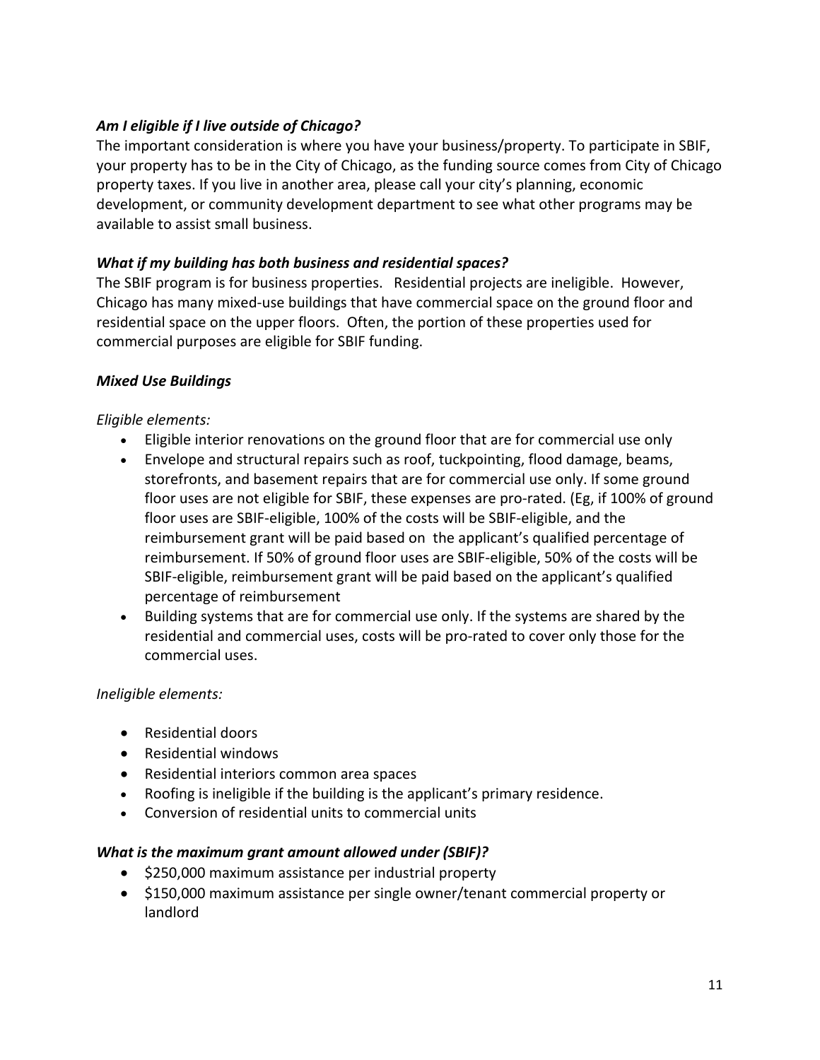***Am I eligible if I live outside of Chicago?***

The important consideration is where you have your business/property. To participate in SBIF, your property has to be in the City of Chicago, as the funding source comes from City of Chicago property taxes. If you live in another area, please call your city's planning, economic development, or community development department to see what other programs may be available to assist small business.

***What if my building has both business and residential spaces?***

The SBIF program is for business properties. Residential projects are ineligible. However, Chicago has many mixed-use buildings that have commercial space on the ground floor and residential space on the upper floors. Often, the portion of these properties used for commercial purposes are eligible for SBIF funding.

***Mixed Use Buildings***

*Eligible elements:*

- Eligible interior renovations on the ground floor that are for commercial use only
- Envelope and structural repairs such as roof, tuckpointing, flood damage, beams, storefronts, and basement repairs that are for commercial use only. If some ground floor uses are not eligible for SBIF, these expenses are pro-rated. (Eg, if 100% of ground floor uses are SBIF-eligible, 100% of the costs will be SBIF-eligible, and the reimbursement grant will be paid based on the applicant's qualified percentage of reimbursement. If 50% of ground floor uses are SBIF-eligible, 50% of the costs will be SBIF-eligible, reimbursement grant will be paid based on the applicant's qualified percentage of reimbursement
- Building systems that are for commercial use only. If the systems are shared by the residential and commercial uses, costs will be pro-rated to cover only those for the commercial uses.

*Ineligible elements:*

- Residential doors
- Residential windows
- Residential interiors common area spaces
- Roofing is ineligible if the building is the applicant's primary residence.
- Conversion of residential units to commercial units

***What is the maximum grant amount allowed under (SBIF)?***

- $250,000 maximum assistance per industrial property
- $150,000 maximum assistance per single owner/tenant commercial property or landlord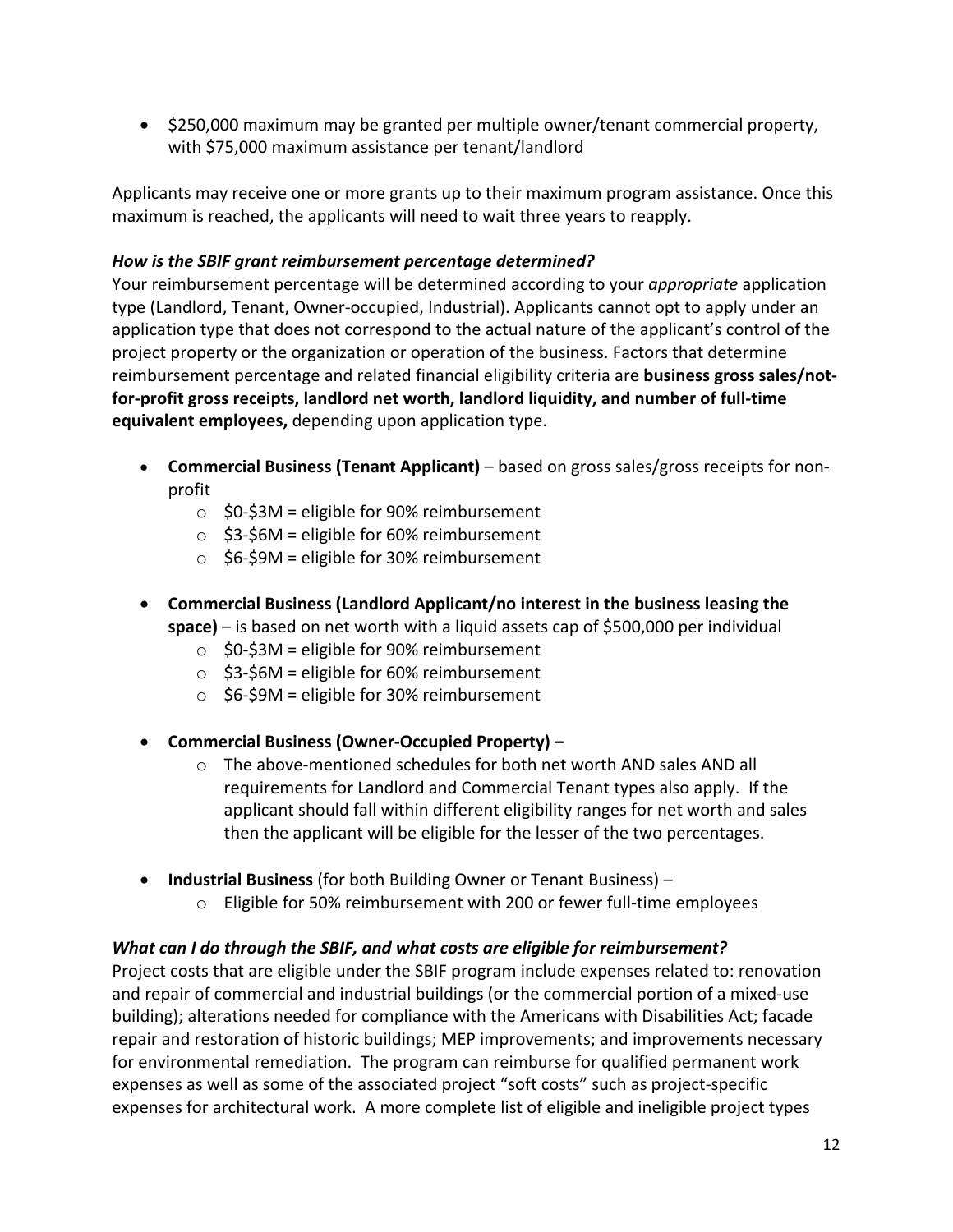- $250,000 maximum may be granted per multiple owner/tenant commercial property, with $75,000 maximum assistance per tenant/landlord

Applicants may receive one or more grants up to their maximum program assistance. Once this maximum is reached, the applicants will need to wait three years to reapply.

***How is the SBIF grant reimbursement percentage determined?***

Your reimbursement percentage will be determined according to your *appropriate* application type (Landlord, Tenant, Owner-occupied, Industrial). Applicants cannot opt to apply under an application type that does not correspond to the actual nature of the applicant's control of the project property or the organization or operation of the business. Factors that determine reimbursement percentage and related financial eligibility criteria are **business gross sales/not-for-profit gross receipts, landlord net worth, landlord liquidity, and number of full-time equivalent employees,** depending upon application type.

- **Commercial Business (Tenant Applicant)** – based on gross sales/gross receipts for non-profit
  - $0-$3M = eligible for 90% reimbursement
  - $3-$6M = eligible for 60% reimbursement
  - $6-$9M = eligible for 30% reimbursement
- **Commercial Business (Landlord Applicant/no interest in the business leasing the space)** – is based on net worth with a liquid assets cap of $500,000 per individual
  - $0-$3M = eligible for 90% reimbursement
  - $3-$6M = eligible for 60% reimbursement
  - $6-$9M = eligible for 30% reimbursement
- **Commercial Business (Owner-Occupied Property) –**
  - The above-mentioned schedules for both net worth AND sales AND all requirements for Landlord and Commercial Tenant types also apply. If the applicant should fall within different eligibility ranges for net worth and sales then the applicant will be eligible for the lesser of the two percentages.
- **Industrial Business** (for both Building Owner or Tenant Business) –
  - Eligible for 50% reimbursement with 200 or fewer full-time employees

***What can I do through the SBIF, and what costs are eligible for reimbursement?***

Project costs that are eligible under the SBIF program include expenses related to: renovation and repair of commercial and industrial buildings (or the commercial portion of a mixed-use building); alterations needed for compliance with the Americans with Disabilities Act; facade repair and restoration of historic buildings; MEP improvements; and improvements necessary for environmental remediation. The program can reimburse for qualified permanent work expenses as well as some of the associated project "soft costs" such as project-specific expenses for architectural work. A more complete list of eligible and ineligible project types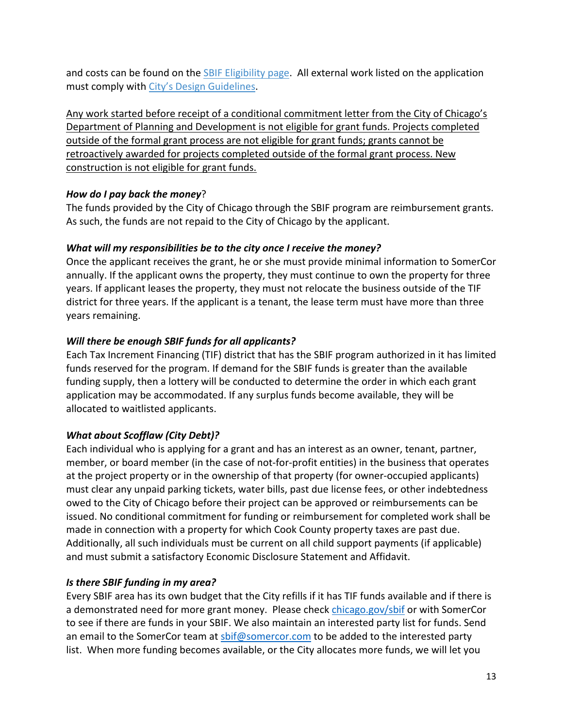and costs can be found on the [SBIF Eligibility page](). All external work listed on the application must comply with [City's Design Guidelines]().

<u>Any work started before receipt of a conditional commitment letter from the City of Chicago's Department of Planning and Development is not eligible for grant funds. Projects completed outside of the formal grant process are not eligible for grant funds; grants cannot be retroactively awarded for projects completed outside of the formal grant process. New construction is not eligible for grant funds.</u>

***How do I pay back the money***?

The funds provided by the City of Chicago through the SBIF program are reimbursement grants. As such, the funds are not repaid to the City of Chicago by the applicant.

***What will my responsibilities be to the city once I receive the money?***

Once the applicant receives the grant, he or she must provide minimal information to SomerCor annually. If the applicant owns the property, they must continue to own the property for three years. If applicant leases the property, they must not relocate the business outside of the TIF district for three years. If the applicant is a tenant, the lease term must have more than three years remaining.

***Will there be enough SBIF funds for all applicants?***

Each Tax Increment Financing (TIF) district that has the SBIF program authorized in it has limited funds reserved for the program. If demand for the SBIF funds is greater than the available funding supply, then a lottery will be conducted to determine the order in which each grant application may be accommodated. If any surplus funds become available, they will be allocated to waitlisted applicants.

***What about Scofflaw (City Debt)?***

Each individual who is applying for a grant and has an interest as an owner, tenant, partner, member, or board member (in the case of not-for-profit entities) in the business that operates at the project property or in the ownership of that property (for owner-occupied applicants) must clear any unpaid parking tickets, water bills, past due license fees, or other indebtedness owed to the City of Chicago before their project can be approved or reimbursements can be issued. No conditional commitment for funding or reimbursement for completed work shall be made in connection with a property for which Cook County property taxes are past due. Additionally, all such individuals must be current on all child support payments (if applicable) and must submit a satisfactory Economic Disclosure Statement and Affidavit.

***Is there SBIF funding in my area?***

Every SBIF area has its own budget that the City refills if it has TIF funds available and if there is a demonstrated need for more grant money. Please check [chicago.gov/sbif]() or with SomerCor to see if there are funds in your SBIF. We also maintain an interested party list for funds. Send an email to the SomerCor team at [sbif@somercor.com]() to be added to the interested party list. When more funding becomes available, or the City allocates more funds, we will let you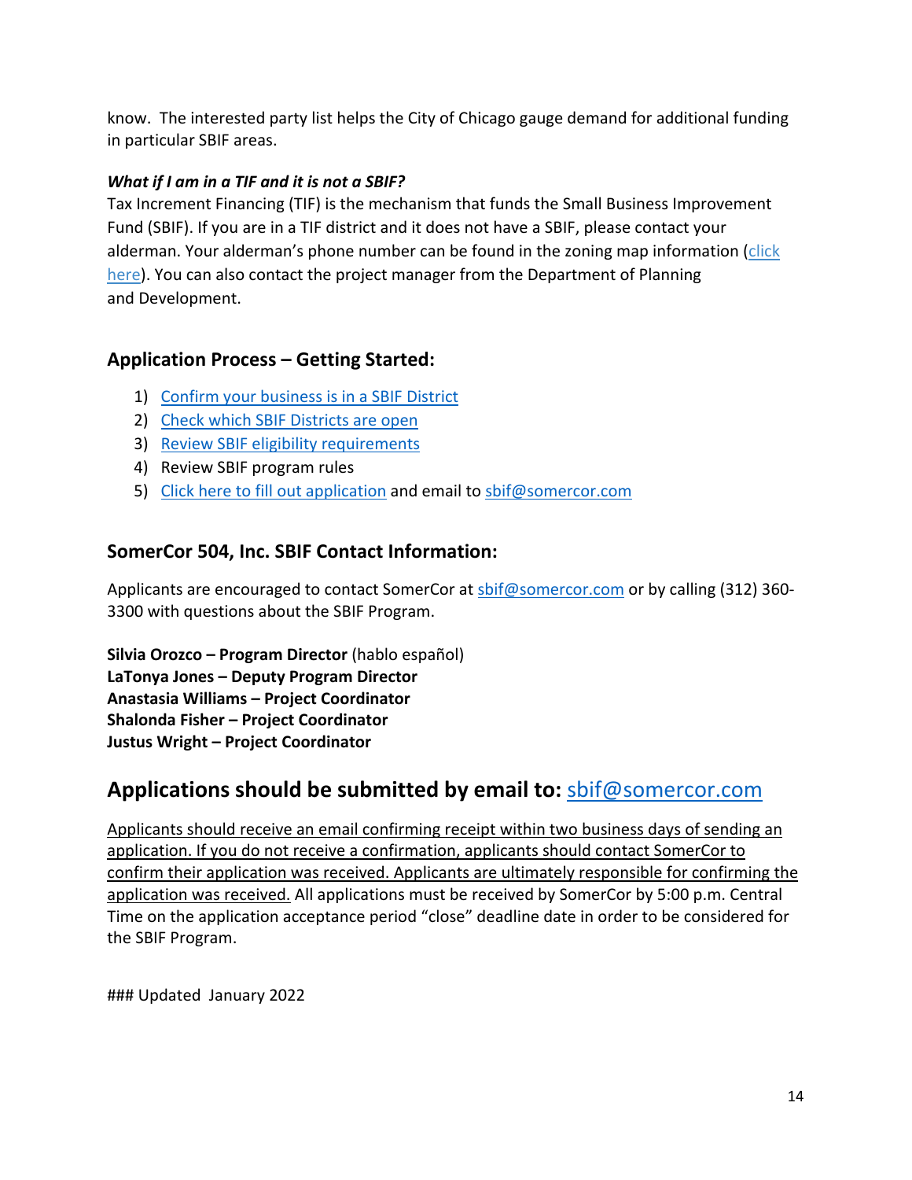know. The interested party list helps the City of Chicago gauge demand for additional funding in particular SBIF areas.

***What if I am in a TIF and it is not a SBIF?***

Tax Increment Financing (TIF) is the mechanism that funds the Small Business Improvement Fund (SBIF). If you are in a TIF district and it does not have a SBIF, please contact your alderman. Your alderman's phone number can be found in the zoning map information (click here). You can also contact the project manager from the Department of Planning and Development.

## Application Process – Getting Started:

1) Confirm your business is in a SBIF District
2) Check which SBIF Districts are open
3) Review SBIF eligibility requirements
4) Review SBIF program rules
5) Click here to fill out application and email to sbif@somercor.com

## SomerCor 504, Inc. SBIF Contact Information:

Applicants are encouraged to contact SomerCor at sbif@somercor.com or by calling (312) 360-3300 with questions about the SBIF Program.

**Silvia Orozco – Program Director** (hablo español)
**LaTonya Jones – Deputy Program Director**
**Anastasia Williams – Project Coordinator**
**Shalonda Fisher – Project Coordinator**
**Justus Wright – Project Coordinator**

# Applications should be submitted by email to: sbif@somercor.com

Applicants should receive an email confirming receipt within two business days of sending an application. If you do not receive a confirmation, applicants should contact SomerCor to confirm their application was received. Applicants are ultimately responsible for confirming the application was received. All applications must be received by SomerCor by 5:00 p.m. Central Time on the application acceptance period "close" deadline date in order to be considered for the SBIF Program.

### Updated January 2022